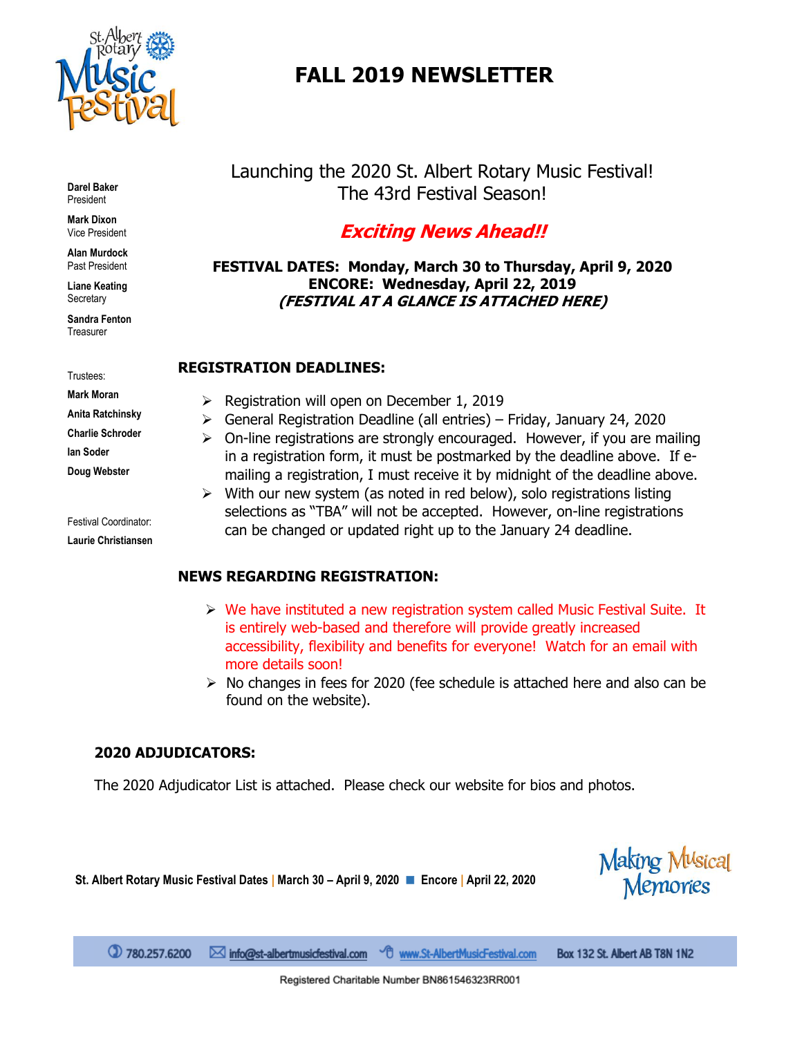St. Albert Rotary Music Festival

# FALL 2019 NEWSLETTER

**Darel Baker**
President

**Mark Dixon**
Vice President

**Alan Murdock**
Past President

**Liane Keating**
Secretary

**Sandra Fenton**
Treasurer

Trustees:
**Mark Moran**
**Anita Ratchinsky**
**Charlie Schroder**
**Ian Soder**
**Doug Webster**

Festival Coordinator:
**Laurie Christiansen**

Launching the 2020 St. Albert Rotary Music Festival!
The 43rd Festival Season!

***Exciting News Ahead!!***

**FESTIVAL DATES: Monday, March 30 to Thursday, April 9, 2020**
**ENCORE: Wednesday, April 22, 2019**
***(FESTIVAL AT A GLANCE IS ATTACHED HERE)***

## REGISTRATION DEADLINES:

- Registration will open on December 1, 2019
- General Registration Deadline (all entries) – Friday, January 24, 2020
- On-line registrations are strongly encouraged. However, if you are mailing in a registration form, it must be postmarked by the deadline above. If e-mailing a registration, I must receive it by midnight of the deadline above.
- With our new system (as noted in red below), solo registrations listing selections as "TBA" will not be accepted. However, on-line registrations can be changed or updated right up to the January 24 deadline.

## NEWS REGARDING REGISTRATION:

- We have instituted a new registration system called Music Festival Suite. It is entirely web-based and therefore will provide greatly increased accessibility, flexibility and benefits for everyone! Watch for an email with more details soon!
- No changes in fees for 2020 (fee schedule is attached here and also can be found on the website).

## 2020 ADJUDICATORS:

The 2020 Adjudicator List is attached. Please check our website for bios and photos.

**St. Albert Rotary Music Festival Dates | March 30 – April 9, 2020 ■ Encore | April 22, 2020**

Making Musical Memories

780.257.6200 info@st-albertmusicfestival.com www.St-AlbertMusicFestival.com Box 132 St. Albert AB T8N 1N2

Registered Charitable Number BN861546323RR001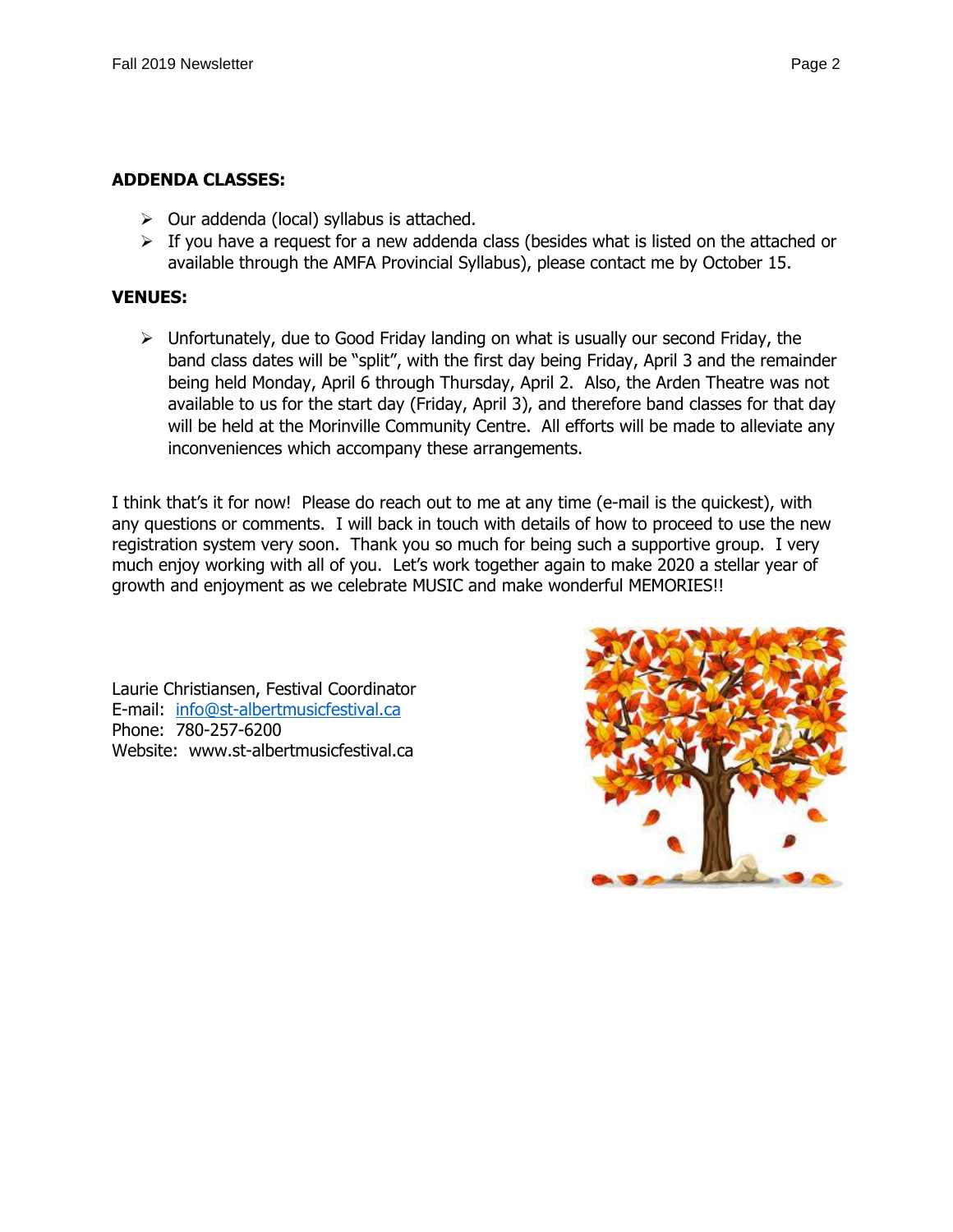**ADDENDA CLASSES:**

- Our addenda (local) syllabus is attached.
- If you have a request for a new addenda class (besides what is listed on the attached or available through the AMFA Provincial Syllabus), please contact me by October 15.

**VENUES:**

- Unfortunately, due to Good Friday landing on what is usually our second Friday, the band class dates will be "split", with the first day being Friday, April 3 and the remainder being held Monday, April 6 through Thursday, April 2. Also, the Arden Theatre was not available to us for the start day (Friday, April 3), and therefore band classes for that day will be held at the Morinville Community Centre. All efforts will be made to alleviate any inconveniences which accompany these arrangements.

I think that's it for now! Please do reach out to me at any time (e-mail is the quickest), with any questions or comments. I will back in touch with details of how to proceed to use the new registration system very soon. Thank you so much for being such a supportive group. I very much enjoy working with all of you. Let's work together again to make 2020 a stellar year of growth and enjoyment as we celebrate MUSIC and make wonderful MEMORIES!!

Laurie Christiansen, Festival Coordinator
E-mail: info@st-albertmusicfestival.ca
Phone: 780-257-6200
Website: www.st-albertmusicfestival.ca